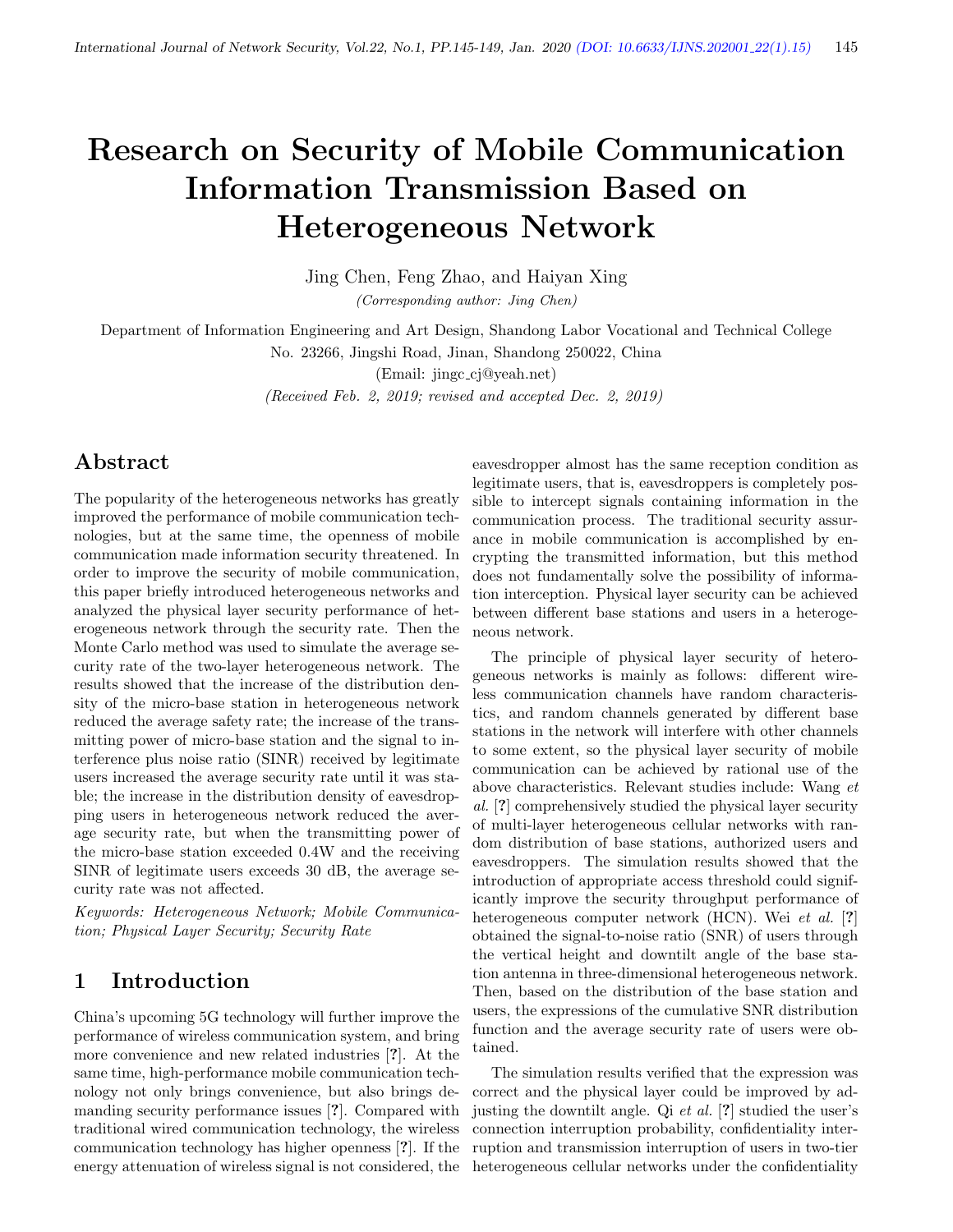# Research on Security of Mobile Communication Information Transmission Based on Heterogeneous Network

Jing Chen, Feng Zhao, and Haiyan Xing

*(Corresponding author: Jing Chen)*

Department of Information Engineering and Art Design, Shandong Labor Vocational and Technical College

No. 23266, Jingshi Road, Jinan, Shandong 250022, China

(Email: jingc_cj@yeah.net)

*(Received Feb. 2, 2019; revised and accepted Dec. 2, 2019)*

## Abstract

The popularity of the heterogeneous networks has greatly improved the performance of mobile communication technologies, but at the same time, the openness of mobile communication made information security threatened. In order to improve the security of mobile communication, this paper briefly introduced heterogeneous networks and analyzed the physical layer security performance of heterogeneous network through the security rate. Then the Monte Carlo method was used to simulate the average security rate of the two-layer heterogeneous network. The results showed that the increase of the distribution density of the micro-base station in heterogeneous network reduced the average safety rate; the increase of the transmitting power of micro-base station and the signal to interference plus noise ratio (SINR) received by legitimate users increased the average security rate until it was stable; the increase in the distribution density of eavesdropping users in heterogeneous network reduced the average security rate, but when the transmitting power of the micro-base station exceeded 0.4W and the receiving SINR of legitimate users exceeds 30 dB, the average security rate was not affected.

*Keywords: Heterogeneous Network; Mobile Communication; Physical Layer Security; Security Rate*

## 1 Introduction

China's upcoming 5G technology will further improve the performance of wireless communication system, and bring more convenience and new related industries [?]. At the same time, high-performance mobile communication technology not only brings convenience, but also brings demanding security performance issues [?]. Compared with traditional wired communication technology, the wireless communication technology has higher openness [?]. If the energy attenuation of wireless signal is not considered, the eavesdropper almost has the same reception condition as legitimate users, that is, eavesdroppers is completely possible to intercept signals containing information in the communication process. The traditional security assurance in mobile communication is accomplished by encrypting the transmitted information, but this method does not fundamentally solve the possibility of information interception. Physical layer security can be achieved between different base stations and users in a heterogeneous network.

The principle of physical layer security of heterogeneous networks is mainly as follows: different wireless communication channels have random characteristics, and random channels generated by different base stations in the network will interfere with other channels to some extent, so the physical layer security of mobile communication can be achieved by rational use of the above characteristics. Relevant studies include: Wang *et al.* [?] comprehensively studied the physical layer security of multi-layer heterogeneous cellular networks with random distribution of base stations, authorized users and eavesdroppers. The simulation results showed that the introduction of appropriate access threshold could significantly improve the security throughput performance of heterogeneous computer network (HCN). Wei *et al.* [?] obtained the signal-to-noise ratio (SNR) of users through the vertical height and downtilt angle of the base station antenna in three-dimensional heterogeneous network. Then, based on the distribution of the base station and users, the expressions of the cumulative SNR distribution function and the average security rate of users were obtained.

The simulation results verified that the expression was correct and the physical layer could be improved by adjusting the downtilt angle. Qi *et al.* [?] studied the user's connection interruption probability, confidentiality interruption and transmission interruption of users in two-tier heterogeneous cellular networks under the confidentiality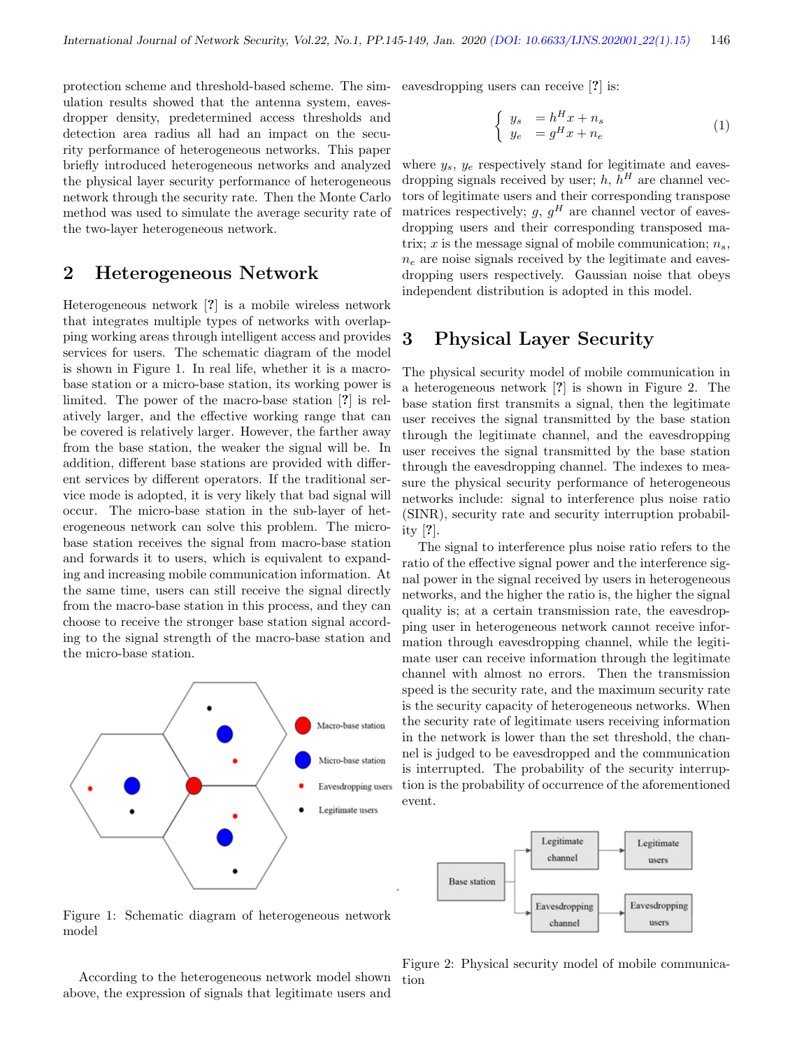protection scheme and threshold-based scheme. The simulation results showed that the antenna system, eavesdropper density, predetermined access thresholds and detection area radius all had an impact on the security performance of heterogeneous networks. This paper briefly introduced heterogeneous networks and analyzed the physical layer security performance of heterogeneous network through the security rate. Then the Monte Carlo method was used to simulate the average security rate of the two-layer heterogeneous network.

## 2 Heterogeneous Network

Heterogeneous network [?] is a mobile wireless network that integrates multiple types of networks with overlapping working areas through intelligent access and provides services for users. The schematic diagram of the model is shown in Figure 1. In real life, whether it is a macro-base station or a micro-base station, its working power is limited. The power of the macro-base station [?] is relatively larger, and the effective working range that can be covered is relatively larger. However, the farther away from the base station, the weaker the signal will be. In addition, different base stations are provided with different services by different operators. If the traditional service mode is adopted, it is very likely that bad signal will occur. The micro-base station in the sub-layer of heterogeneous network can solve this problem. The micro-base station receives the signal from macro-base station and forwards it to users, which is equivalent to expanding and increasing mobile communication information. At the same time, users can still receive the signal directly from the macro-base station in this process, and they can choose to receive the stronger base station signal according to the signal strength of the macro-base station and the micro-base station.

Figure 1: Schematic diagram of heterogeneous network model

According to the heterogeneous network model shown above, the expression of signals that legitimate users and eavesdropping users can receive [?] is:

$$\begin{cases} y_s &= h^H x + n_s \\ y_e &= g^H x + n_e \end{cases} \tag{1}$$

where $y_s$, $y_e$ respectively stand for legitimate and eavesdropping signals received by user; $h$, $h^H$ are channel vectors of legitimate users and their corresponding transpose matrices respectively; $g$, $g^H$ are channel vector of eavesdropping users and their corresponding transposed matrix; $x$ is the message signal of mobile communication; $n_s$, $n_e$ are noise signals received by the legitimate and eavesdropping users respectively. Gaussian noise that obeys independent distribution is adopted in this model.

## 3 Physical Layer Security

The physical security model of mobile communication in a heterogeneous network [?] is shown in Figure 2. The base station first transmits a signal, then the legitimate user receives the signal transmitted by the base station through the legitimate channel, and the eavesdropping user receives the signal transmitted by the base station through the eavesdropping channel. The indexes to measure the physical security performance of heterogeneous networks include: signal to interference plus noise ratio (SINR), security rate and security interruption probability [?].

The signal to interference plus noise ratio refers to the ratio of the effective signal power and the interference signal power in the signal received by users in heterogeneous networks, and the higher the ratio is, the higher the signal quality is; at a certain transmission rate, the eavesdropping user in heterogeneous network cannot receive information through eavesdropping channel, while the legitimate user can receive information through the legitimate channel with almost no errors. Then the transmission speed is the security rate, and the maximum security rate is the security capacity of heterogeneous networks. When the security rate of legitimate users receiving information in the network is lower than the set threshold, the channel is judged to be eavesdropped and the communication is interrupted. The probability of the security interruption is the probability of occurrence of the aforementioned event.

Figure 2: Physical security model of mobile communication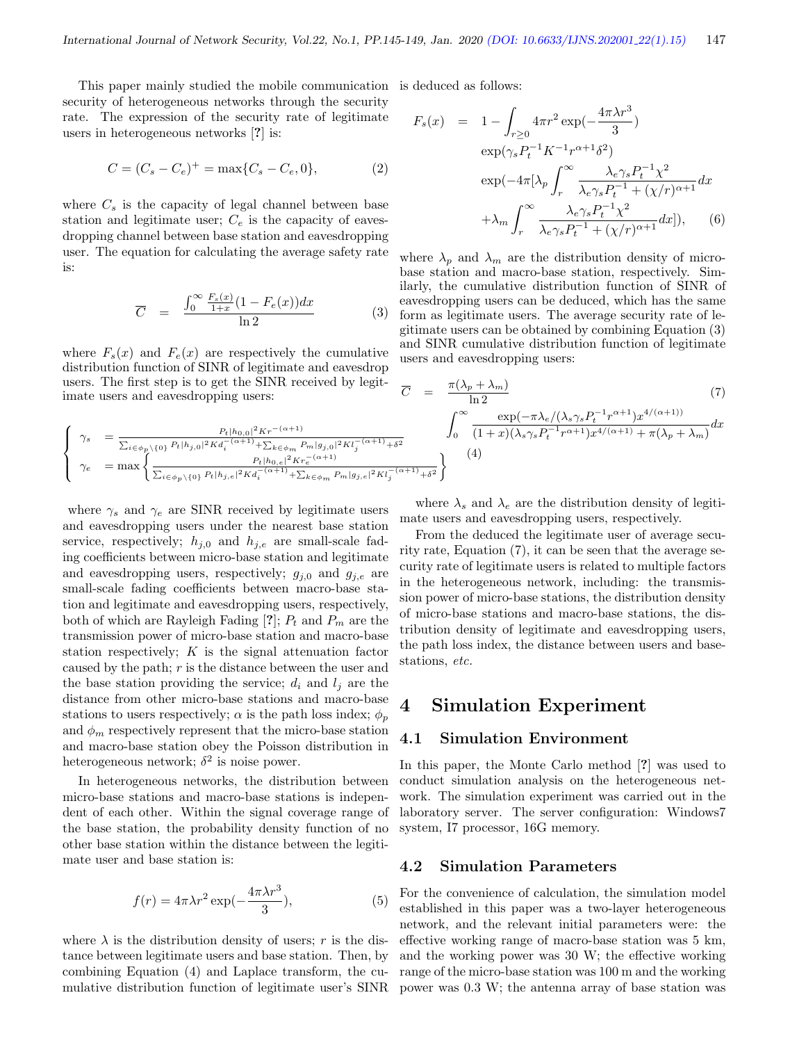This paper mainly studied the mobile communication security of heterogeneous networks through the security rate. The expression of the security rate of legitimate users in heterogeneous networks [?] is:

$$C = (C_s - C_e)^+ = \max\{C_s - C_e, 0\}, \quad (2)$$

where $C_s$ is the capacity of legal channel between base station and legitimate user; $C_e$ is the capacity of eavesdropping channel between base station and eavesdropping user. The equation for calculating the average safety rate is:

$$\overline{C} \;=\; \frac{\int_0^\infty \frac{F_s(x)}{1+x}(1-F_e(x))dx}{\ln 2} \quad (3)$$

where $F_s(x)$ and $F_e(x)$ are respectively the cumulative distribution function of SINR of legitimate and eavesdrop users. The first step is to get the SINR received by legitimate users and eavesdropping users:

$$\begin{cases} \gamma_s &= \frac{P_t|h_{0,0}|^2 K r^{-(\alpha+1)}}{\sum_{i\in\phi_p\setminus\{0\}} P_t|h_{j,0}|^2 K d_i^{-(\alpha+1)} + \sum_{k\in\phi_m} P_m|g_{j,0}|^2 K l_j^{-(\alpha+1)} + \delta^2} \\ \gamma_e &= \max\left\{\frac{P_t|h_{0,e}|^2 K r_e^{-(\alpha+1)}}{\sum_{i\in\phi_p\setminus\{0\}} P_t|h_{j,e}|^2 K d_i^{-(\alpha+1)} + \sum_{k\in\phi_m} P_m|g_{j,e}|^2 K l_j^{-(\alpha+1)} + \delta^2}\right\} \end{cases} \quad (4)$$

where $\gamma_s$ and $\gamma_e$ are SINR received by legitimate users and eavesdropping users under the nearest base station service, respectively; $h_{j,0}$ and $h_{j,e}$ are small-scale fading coefficients between micro-base station and legitimate and eavesdropping users, respectively; $g_{j,0}$ and $g_{j,e}$ are small-scale fading coefficients between macro-base station and legitimate and eavesdropping users, respectively, both of which are Rayleigh Fading [?]; $P_t$ and $P_m$ are the transmission power of micro-base station and macro-base station respectively; $K$ is the signal attenuation factor caused by the path; $r$ is the distance between the user and the base station providing the service; $d_i$ and $l_j$ are the distance from other micro-base stations and macro-base stations to users respectively; $\alpha$ is the path loss index; $\phi_p$ and $\phi_m$ respectively represent that the micro-base station and macro-base station obey the Poisson distribution in heterogeneous network; $\delta^2$ is noise power.

In heterogeneous networks, the distribution between micro-base stations and macro-base stations is independent of each other. Within the signal coverage range of the base station, the probability density function of no other base station within the distance between the legitimate user and base station is:

$$f(r) = 4\pi\lambda r^2 \exp(-\frac{4\pi\lambda r^3}{3}), \quad (5)$$

where $\lambda$ is the distribution density of users; $r$ is the distance between legitimate users and base station. Then, by combining Equation (4) and Laplace transform, the cumulative distribution function of legitimate user's SINR is deduced as follows:

$$\begin{aligned} F_s(x) \;=\; & 1 - \int_{r\geq 0} 4\pi r^2 \exp(-\frac{4\pi\lambda r^3}{3}) \\ & \exp(\gamma_s P_t^{-1} K^{-1} r^{\alpha+1}\delta^2) \\ & \exp(-4\pi[\lambda_p \int_r^\infty \frac{\lambda_e \gamma_s P_t^{-1}\chi^2}{\lambda_e\gamma_s P_t^{-1} + (\chi/r)^{\alpha+1}}dx \\ & +\lambda_m \int_r^\infty \frac{\lambda_e\gamma_s P_t^{-1}\chi^2}{\lambda_e\gamma_s P_t^{-1} + (\chi/r)^{\alpha+1}}dx]), \end{aligned} \quad (6)$$

where $\lambda_p$ and $\lambda_m$ are the distribution density of micro-base station and macro-base station, respectively. Similarly, the cumulative distribution function of SINR of eavesdropping users can be deduced, which has the same form as legitimate users. The average security rate of legitimate users can be obtained by combining Equation (3) and SINR cumulative distribution function of legitimate users and eavesdropping users:

$$\begin{aligned} \overline{C} \;=\; & \frac{\pi(\lambda_p+\lambda_m)}{\ln 2} \\ & \int_0^\infty \frac{\exp(-\pi\lambda_e/(\lambda_s\gamma_s P_t^{-1} r^{\alpha+1}) x^{4/(\alpha+1)})}{(1+x)(\lambda_s\gamma_s P_t^{-1} r^{\alpha+1})x^{4/(\alpha+1)} + \pi(\lambda_p+\lambda_m)}dx \end{aligned} \quad (7)$$

where $\lambda_s$ and $\lambda_e$ are the distribution density of legitimate users and eavesdropping users, respectively.

From the deduced the legitimate user of average security rate, Equation (7), it can be seen that the average security rate of legitimate users is related to multiple factors in the heterogeneous network, including: the transmission power of micro-base stations, the distribution density of micro-base stations and macro-base stations, the distribution density of legitimate and eavesdropping users, the path loss index, the distance between users and base-stations, *etc.*

# 4 Simulation Experiment

## 4.1 Simulation Environment

In this paper, the Monte Carlo method [?] was used to conduct simulation analysis on the heterogeneous network. The simulation experiment was carried out in the laboratory server. The server configuration: Windows7 system, I7 processor, 16G memory.

## 4.2 Simulation Parameters

For the convenience of calculation, the simulation model established in this paper was a two-layer heterogeneous network, and the relevant initial parameters were: the effective working range of macro-base station was 5 km, and the working power was 30 W; the effective working range of the micro-base station was 100 m and the working power was 0.3 W; the antenna array of base station was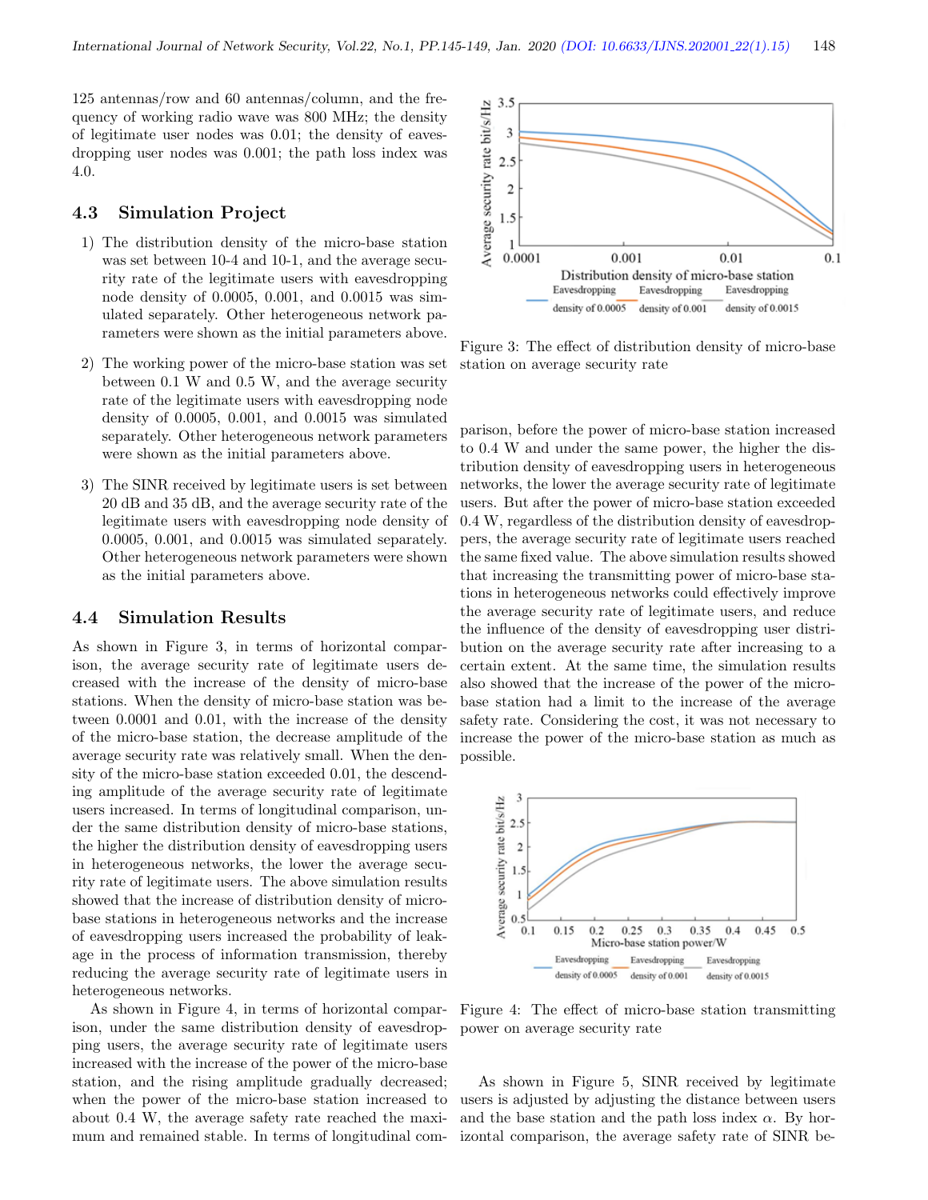125 antennas/row and 60 antennas/column, and the frequency of working radio wave was 800 MHz; the density of legitimate user nodes was 0.01; the density of eavesdropping user nodes was 0.001; the path loss index was 4.0.

### 4.3 Simulation Project

1) The distribution density of the micro-base station was set between 10-4 and 10-1, and the average security rate of the legitimate users with eavesdropping node density of 0.0005, 0.001, and 0.0015 was simulated separately. Other heterogeneous network parameters were shown as the initial parameters above.

2) The working power of the micro-base station was set between 0.1 W and 0.5 W, and the average security rate of the legitimate users with eavesdropping node density of 0.0005, 0.001, and 0.0015 was simulated separately. Other heterogeneous network parameters were shown as the initial parameters above.

3) The SINR received by legitimate users is set between 20 dB and 35 dB, and the average security rate of the legitimate users with eavesdropping node density of 0.0005, 0.001, and 0.0015 was simulated separately. Other heterogeneous network parameters were shown as the initial parameters above.

### 4.4 Simulation Results

As shown in Figure 3, in terms of horizontal comparison, the average security rate of legitimate users decreased with the increase of the density of micro-base stations. When the density of micro-base station was between 0.0001 and 0.01, with the increase of the density of the micro-base station, the decrease amplitude of the average security rate was relatively small. When the density of the micro-base station exceeded 0.01, the descending amplitude of the average security rate of legitimate users increased. In terms of longitudinal comparison, under the same distribution density of micro-base stations, the higher the distribution density of eavesdropping users in heterogeneous networks, the lower the average security rate of legitimate users. The above simulation results showed that the increase of distribution density of micro-base stations in heterogeneous networks and the increase of eavesdropping users increased the probability of leakage in the process of information transmission, thereby reducing the average security rate of legitimate users in heterogeneous networks.

Figure 3: The effect of distribution density of micro-base station on average security rate

As shown in Figure 4, in terms of horizontal comparison, under the same distribution density of eavesdropping users, the average security rate of legitimate users increased with the increase of the power of the micro-base station, and the rising amplitude gradually decreased; when the power of the micro-base station increased to about 0.4 W, the average safety rate reached the maximum and remained stable. In terms of longitudinal comparison, before the power of micro-base station increased to 0.4 W and under the same power, the higher the distribution density of eavesdropping users in heterogeneous networks, the lower the average security rate of legitimate users. But after the power of micro-base station exceeded 0.4 W, regardless of the distribution density of eavesdroppers, the average security rate of legitimate users reached the same fixed value. The above simulation results showed that increasing the transmitting power of micro-base stations in heterogeneous networks could effectively improve the average security rate of legitimate users, and reduce the influence of the density of eavesdropping user distribution on the average security rate after increasing to a certain extent. At the same time, the simulation results also showed that the increase of the power of the micro-base station had a limit to the increase of the average safety rate. Considering the cost, it was not necessary to increase the power of the micro-base station as much as possible.

Figure 4: The effect of micro-base station transmitting power on average security rate

As shown in Figure 5, SINR received by legitimate users is adjusted by adjusting the distance between users and the base station and the path loss index $\alpha$. By horizontal comparison, the average safety rate of SINR be-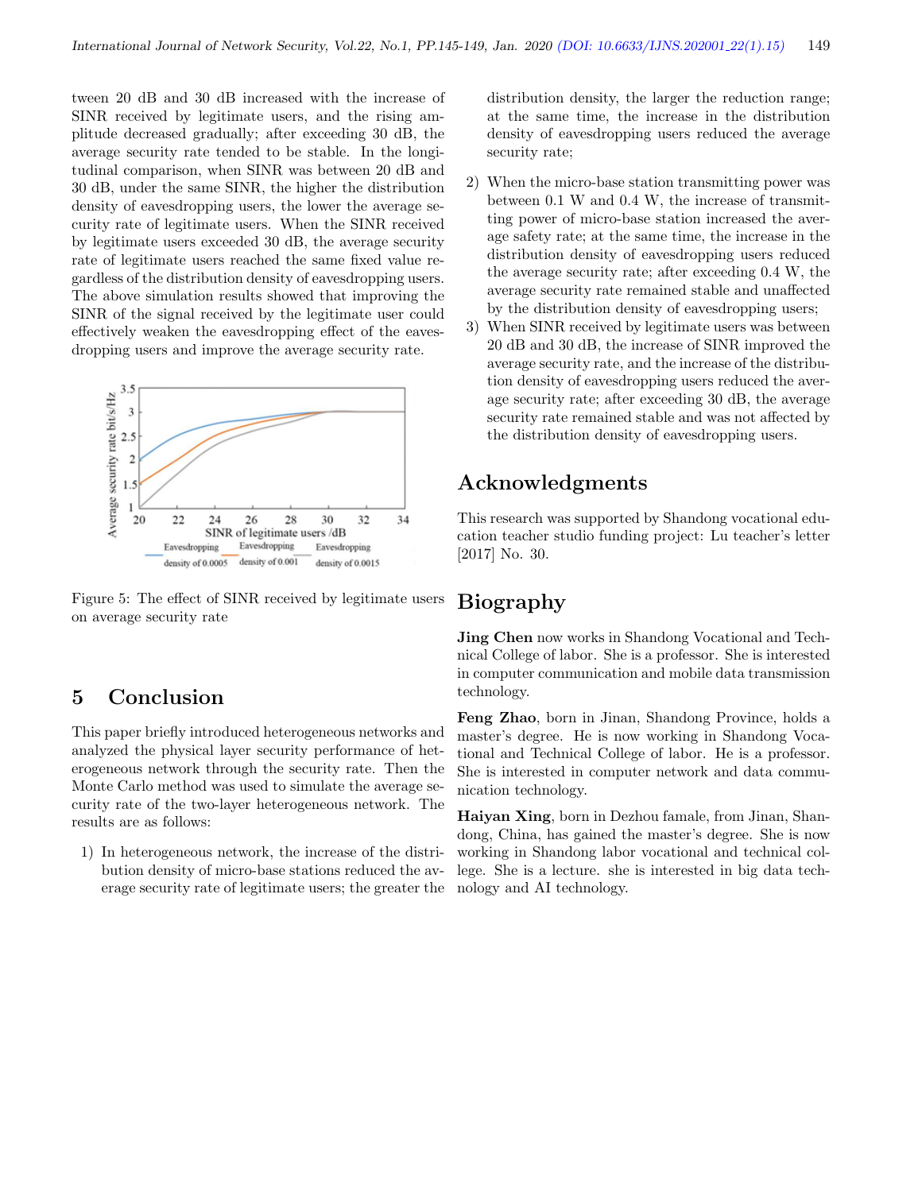tween 20 dB and 30 dB increased with the increase of SINR received by legitimate users, and the rising amplitude decreased gradually; after exceeding 30 dB, the average security rate tended to be stable. In the longitudinal comparison, when SINR was between 20 dB and 30 dB, under the same SINR, the higher the distribution density of eavesdropping users, the lower the average security rate of legitimate users. When the SINR received by legitimate users exceeded 30 dB, the average security rate of legitimate users reached the same fixed value regardless of the distribution density of eavesdropping users. The above simulation results showed that improving the SINR of the signal received by the legitimate user could effectively weaken the eavesdropping effect of the eavesdropping users and improve the average security rate.

Average security rate bit/s/Hz
3.5
3
2.5
2
1.5
1
20 22 24 26 28 30 32 34
SINR of legitimate users /dB
Eavesdropping density of 0.0005
Eavesdropping density of 0.001
Eavesdropping density of 0.0015

Figure 5: The effect of SINR received by legitimate users on average security rate

## 5 Conclusion

This paper briefly introduced heterogeneous networks and analyzed the physical layer security performance of heterogeneous network through the security rate. Then the Monte Carlo method was used to simulate the average security rate of the two-layer heterogeneous network. The results are as follows:

1) In heterogeneous network, the increase of the distribution density of micro-base stations reduced the average security rate of legitimate users; the greater the distribution density, the larger the reduction range; at the same time, the increase in the distribution density of eavesdropping users reduced the average security rate;
2) When the micro-base station transmitting power was between 0.1 W and 0.4 W, the increase of transmitting power of micro-base station increased the average safety rate; at the same time, the increase in the distribution density of eavesdropping users reduced the average security rate; after exceeding 0.4 W, the average security rate remained stable and unaffected by the distribution density of eavesdropping users;
3) When SINR received by legitimate users was between 20 dB and 30 dB, the increase of SINR improved the average security rate, and the increase of the distribution density of eavesdropping users reduced the average security rate; after exceeding 30 dB, the average security rate remained stable and was not affected by the distribution density of eavesdropping users.

## Acknowledgments

This research was supported by Shandong vocational education teacher studio funding project: Lu teacher's letter [2017] No. 30.

## Biography

**Jing Chen** now works in Shandong Vocational and Technical College of labor. She is a professor. She is interested in computer communication and mobile data transmission technology.

**Feng Zhao**, born in Jinan, Shandong Province, holds a master's degree. He is now working in Shandong Vocational and Technical College of labor. He is a professor. She is interested in computer network and data communication technology.

**Haiyan Xing**, born in Dezhou famale, from Jinan, Shandong, China, has gained the master's degree. She is now working in Shandong labor vocational and technical college. She is a lecture. she is interested in big data technology and AI technology.